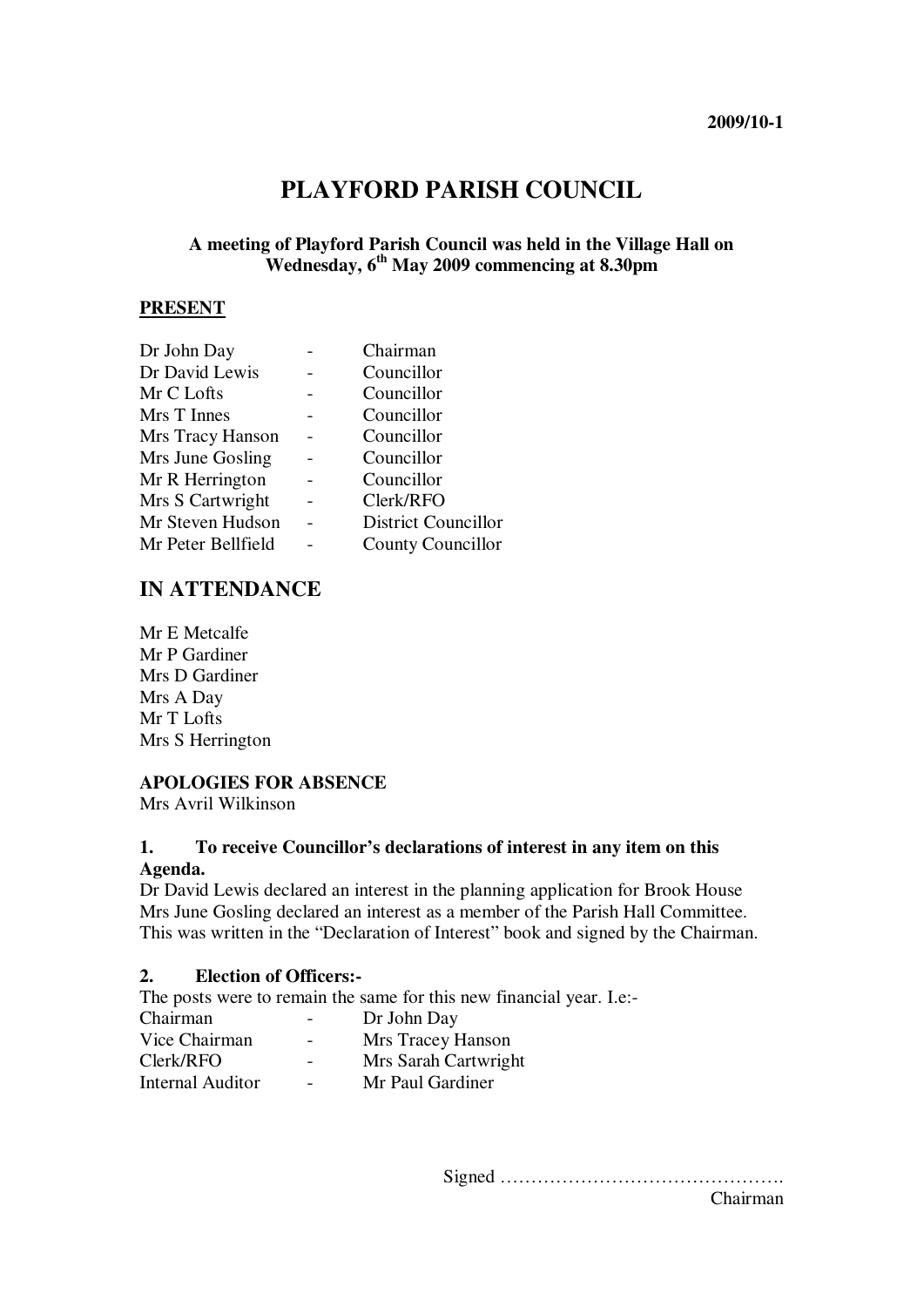2009/10-1

# PLAYFORD PARISH COUNCIL

**A meeting of Playford Parish Council was held in the Village Hall on Wednesday, 6th May 2009 commencing at 8.30pm**

**PRESENT**

| | | |
|---|---|---|
| Dr John Day | - | Chairman |
| Dr David Lewis | - | Councillor |
| Mr C Lofts | - | Councillor |
| Mrs T Innes | - | Councillor |
| Mrs Tracy Hanson | - | Councillor |
| Mrs June Gosling | - | Councillor |
| Mr R Herrington | - | Councillor |
| Mrs S Cartwright | - | Clerk/RFO |
| Mr Steven Hudson | - | District Councillor |
| Mr Peter Bellfield | - | County Councillor |

## IN ATTENDANCE

Mr E Metcalfe
Mr P Gardiner
Mrs D Gardiner
Mrs A Day
Mr T Lofts
Mrs S Herrington

**APOLOGIES FOR ABSENCE**
Mrs Avril Wilkinson

**1. To receive Councillor's declarations of interest in any item on this Agenda.**

Dr David Lewis declared an interest in the planning application for Brook House
Mrs June Gosling declared an interest as a member of the Parish Hall Committee.
This was written in the "Declaration of Interest" book and signed by the Chairman.

**2. Election of Officers:-**

The posts were to remain the same for this new financial year. I.e:-

| | | |
|---|---|---|
| Chairman | - | Dr John Day |
| Vice Chairman | - | Mrs Tracey Hanson |
| Clerk/RFO | - | Mrs Sarah Cartwright |
| Internal Auditor | - | Mr Paul Gardiner |

Signed ……………………………………….
Chairman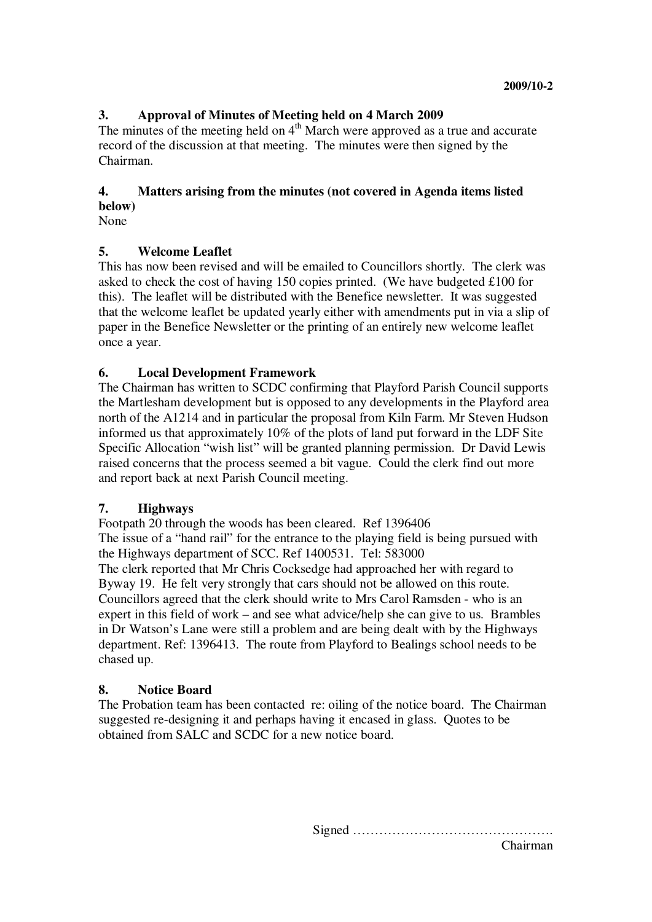### 3. Approval of Minutes of Meeting held on 4 March 2009

The minutes of the meeting held on 4th March were approved as a true and accurate record of the discussion at that meeting. The minutes were then signed by the Chairman.

### 4. Matters arising from the minutes (not covered in Agenda items listed below)

None

### 5. Welcome Leaflet

This has now been revised and will be emailed to Councillors shortly. The clerk was asked to check the cost of having 150 copies printed. (We have budgeted £100 for this). The leaflet will be distributed with the Benefice newsletter. It was suggested that the welcome leaflet be updated yearly either with amendments put in via a slip of paper in the Benefice Newsletter or the printing of an entirely new welcome leaflet once a year.

### 6. Local Development Framework

The Chairman has written to SCDC confirming that Playford Parish Council supports the Martlesham development but is opposed to any developments in the Playford area north of the A1214 and in particular the proposal from Kiln Farm. Mr Steven Hudson informed us that approximately 10% of the plots of land put forward in the LDF Site Specific Allocation "wish list" will be granted planning permission. Dr David Lewis raised concerns that the process seemed a bit vague. Could the clerk find out more and report back at next Parish Council meeting.

### 7. Highways

Footpath 20 through the woods has been cleared. Ref 1396406

The issue of a "hand rail" for the entrance to the playing field is being pursued with the Highways department of SCC. Ref 1400531. Tel: 583000

The clerk reported that Mr Chris Cocksedge had approached her with regard to Byway 19. He felt very strongly that cars should not be allowed on this route. Councillors agreed that the clerk should write to Mrs Carol Ramsden - who is an expert in this field of work – and see what advice/help she can give to us. Brambles in Dr Watson's Lane were still a problem and are being dealt with by the Highways department. Ref: 1396413. The route from Playford to Bealings school needs to be chased up.

### 8. Notice Board

The Probation team has been contacted re: oiling of the notice board. The Chairman suggested re-designing it and perhaps having it encased in glass. Quotes to be obtained from SALC and SCDC for a new notice board.

Signed ……………………………………….

Chairman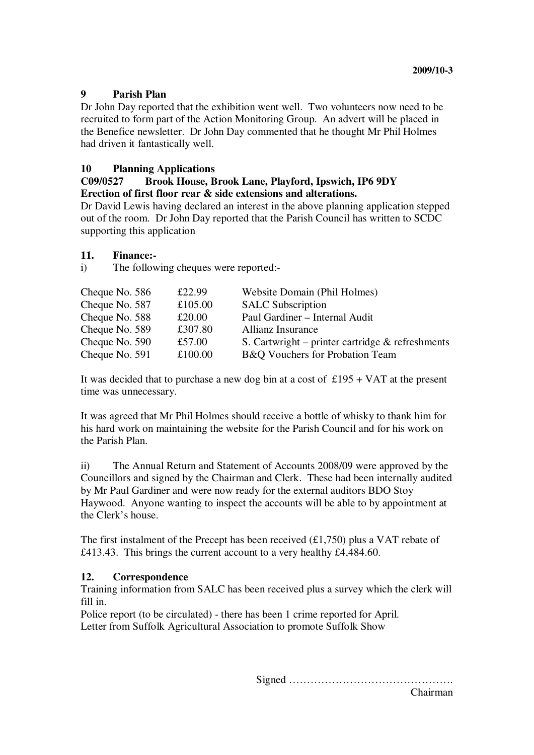## 9 Parish Plan

Dr John Day reported that the exhibition went well. Two volunteers now need to be recruited to form part of the Action Monitoring Group. An advert will be placed in the Benefice newsletter. Dr John Day commented that he thought Mr Phil Holmes had driven it fantastically well.

## 10 Planning Applications

**C09/0527 Brook House, Brook Lane, Playford, Ipswich, IP6 9DY**
**Erection of first floor rear & side extensions and alterations.**

Dr David Lewis having declared an interest in the above planning application stepped out of the room. Dr John Day reported that the Parish Council has written to SCDC supporting this application

## 11. Finance:-

i) The following cheques were reported:-

| | | |
|---|---|---|
| Cheque No. 586 | £22.99 | Website Domain (Phil Holmes) |
| Cheque No. 587 | £105.00 | SALC Subscription |
| Cheque No. 588 | £20.00 | Paul Gardiner – Internal Audit |
| Cheque No. 589 | £307.80 | Allianz Insurance |
| Cheque No. 590 | £57.00 | S. Cartwright – printer cartridge & refreshments |
| Cheque No. 591 | £100.00 | B&Q Vouchers for Probation Team |

It was decided that to purchase a new dog bin at a cost of £195 + VAT at the present time was unnecessary.

It was agreed that Mr Phil Holmes should receive a bottle of whisky to thank him for his hard work on maintaining the website for the Parish Council and for his work on the Parish Plan.

ii) The Annual Return and Statement of Accounts 2008/09 were approved by the Councillors and signed by the Chairman and Clerk. These had been internally audited by Mr Paul Gardiner and were now ready for the external auditors BDO Stoy Haywood. Anyone wanting to inspect the accounts will be able to by appointment at the Clerk's house.

The first instalment of the Precept has been received (£1,750) plus a VAT rebate of £413.43. This brings the current account to a very healthy £4,484.60.

## 12. Correspondence

Training information from SALC has been received plus a survey which the clerk will fill in.
Police report (to be circulated) - there has been 1 crime reported for April.
Letter from Suffolk Agricultural Association to promote Suffolk Show

Signed ……………………………………….
Chairman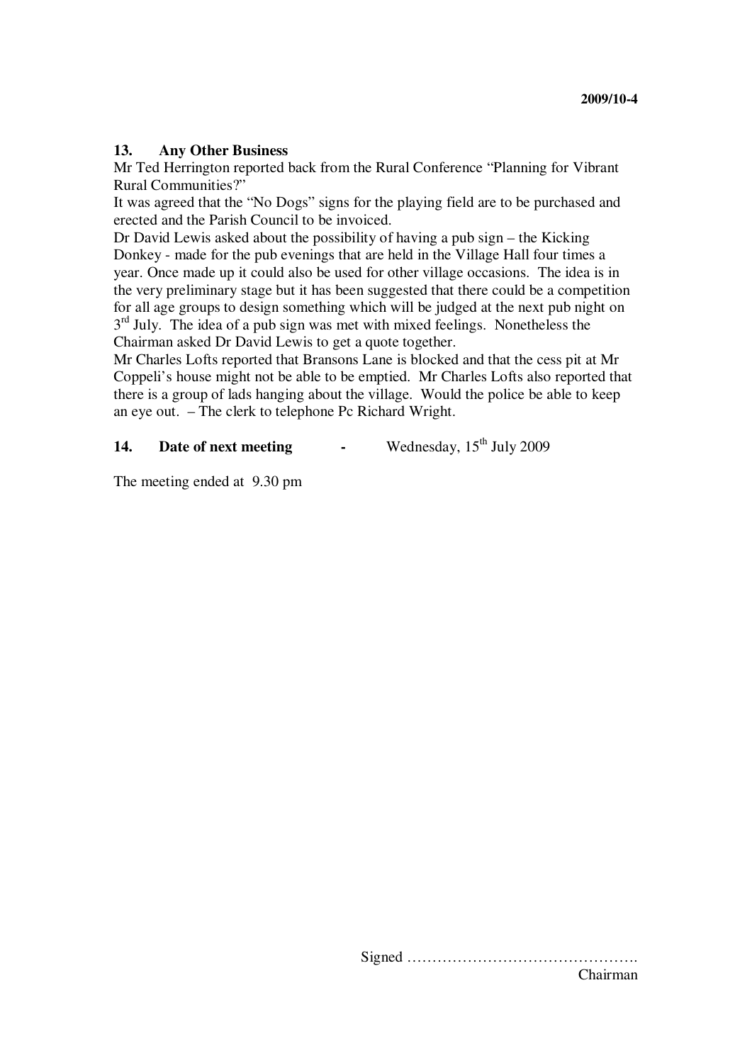## 13. Any Other Business

Mr Ted Herrington reported back from the Rural Conference "Planning for Vibrant Rural Communities?"

It was agreed that the "No Dogs" signs for the playing field are to be purchased and erected and the Parish Council to be invoiced.

Dr David Lewis asked about the possibility of having a pub sign – the Kicking Donkey - made for the pub evenings that are held in the Village Hall four times a year. Once made up it could also be used for other village occasions. The idea is in the very preliminary stage but it has been suggested that there could be a competition for all age groups to design something which will be judged at the next pub night on 3rd July. The idea of a pub sign was met with mixed feelings. Nonetheless the Chairman asked Dr David Lewis to get a quote together.

Mr Charles Lofts reported that Bransons Lane is blocked and that the cess pit at Mr Coppeli's house might not be able to be emptied. Mr Charles Lofts also reported that there is a group of lads hanging about the village. Would the police be able to keep an eye out. – The clerk to telephone Pc Richard Wright.

## 14. Date of next meeting - Wednesday, 15th July 2009

The meeting ended at 9.30 pm

Signed ……………………………………….
Chairman